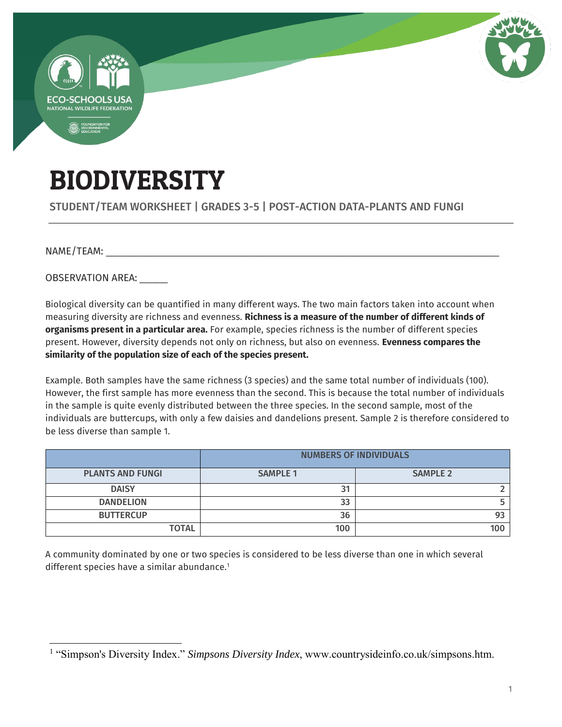# BIODIVERSITY

STUDENT/TEAM WORKSHEET | GRADES 3-5 | POST-ACTION DATA-PLANTS AND FUNGI

NAME/TEAM: ___________________________________________________________________________

OBSERVATION AREA: _____

Biological diversity can be quantified in many different ways. The two main factors taken into account when measuring diversity are richness and evenness. **Richness is a measure of the number of different kinds of organisms present in a particular area.** For example, species richness is the number of different species present. However, diversity depends not only on richness, but also on evenness. **Evenness compares the similarity of the population size of each of the species present.**

Example. Both samples have the same richness (3 species) and the same total number of individuals (100). However, the first sample has more evenness than the second. This is because the total number of individuals in the sample is quite evenly distributed between the three species. In the second sample, most of the individuals are buttercups, with only a few daisies and dandelions present. Sample 2 is therefore considered to be less diverse than sample 1.

| | NUMBERS OF INDIVIDUALS | |
|---|---|---|
| **PLANTS AND FUNGI** | **SAMPLE 1** | **SAMPLE 2** |
| **DAISY** | 31 | 2 |
| **DANDELION** | 33 | 5 |
| **BUTTERCUP** | 36 | 93 |
| **TOTAL** | 100 | 100 |

A community dominated by one or two species is considered to be less diverse than one in which several different species have a similar abundance.[1]

[1] "Simpson's Diversity Index." *Simpsons Diversity Index*, www.countrysideinfo.co.uk/simpsons.htm.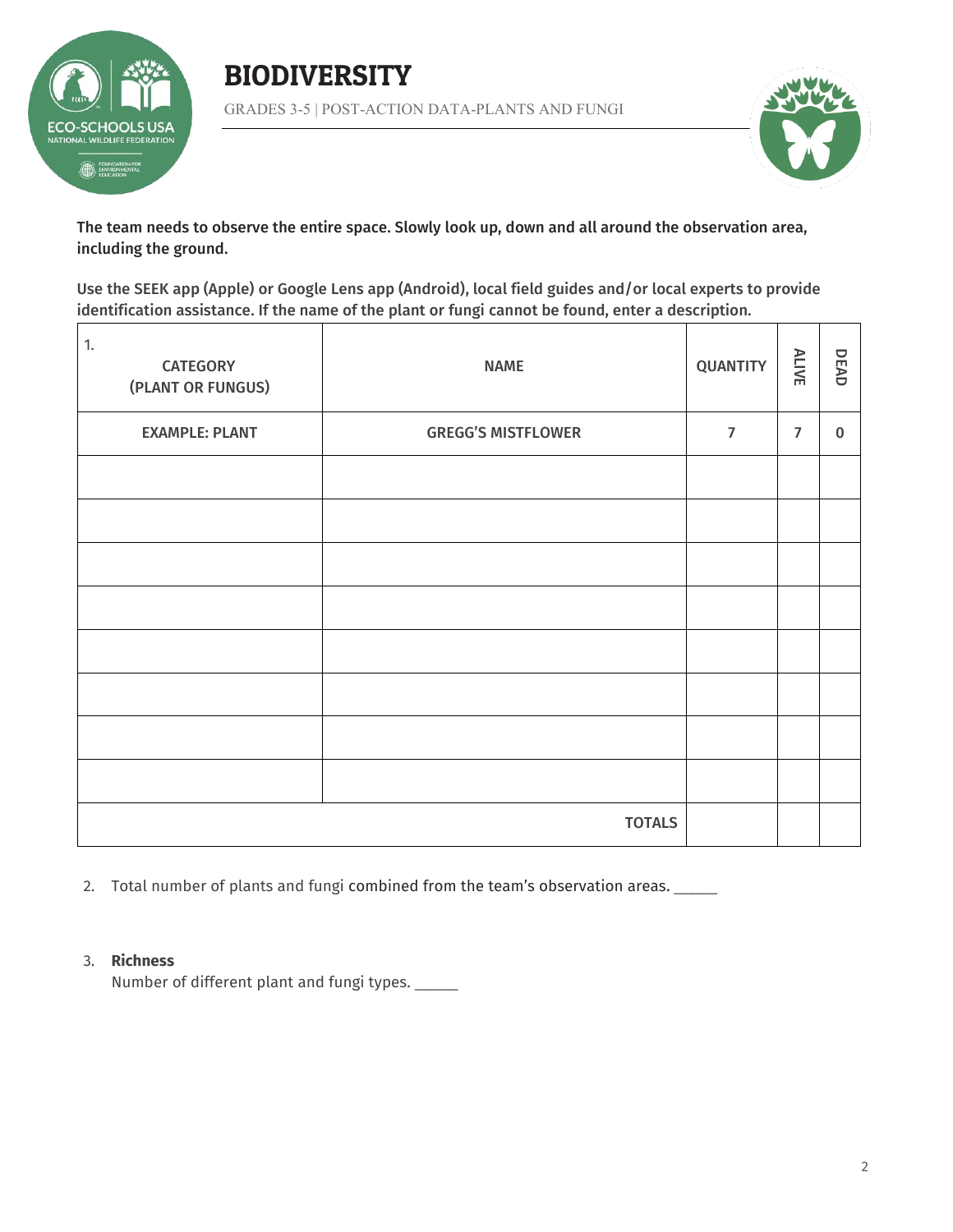# BIODIVERSITY

GRADES 3-5 | POST-ACTION DATA-PLANTS AND FUNGI

**The team needs to observe the entire space. Slowly look up, down and all around the observation area, including the ground.**

**Use the SEEK app (Apple) or Google Lens app (Android), local field guides and/or local experts to provide identification assistance. If the name of the plant or fungi cannot be found, enter a description.**

| 1. CATEGORY (PLANT OR FUNGUS) | NAME | QUANTITY | ALIVE | DEAD |
|---|---|---|---|---|
| EXAMPLE: PLANT | GREGG'S MISTFLOWER | 7 | 7 | 0 |
| | | | | |
| | | | | |
| | | | | |
| | | | | |
| | | | | |
| | | | | |
| | | | | |
| | | | | |
| | TOTALS | | | |

2. Total number of plants and fungi combined from the team's observation areas. _____

3. **Richness**
   Number of different plant and fungi types. _____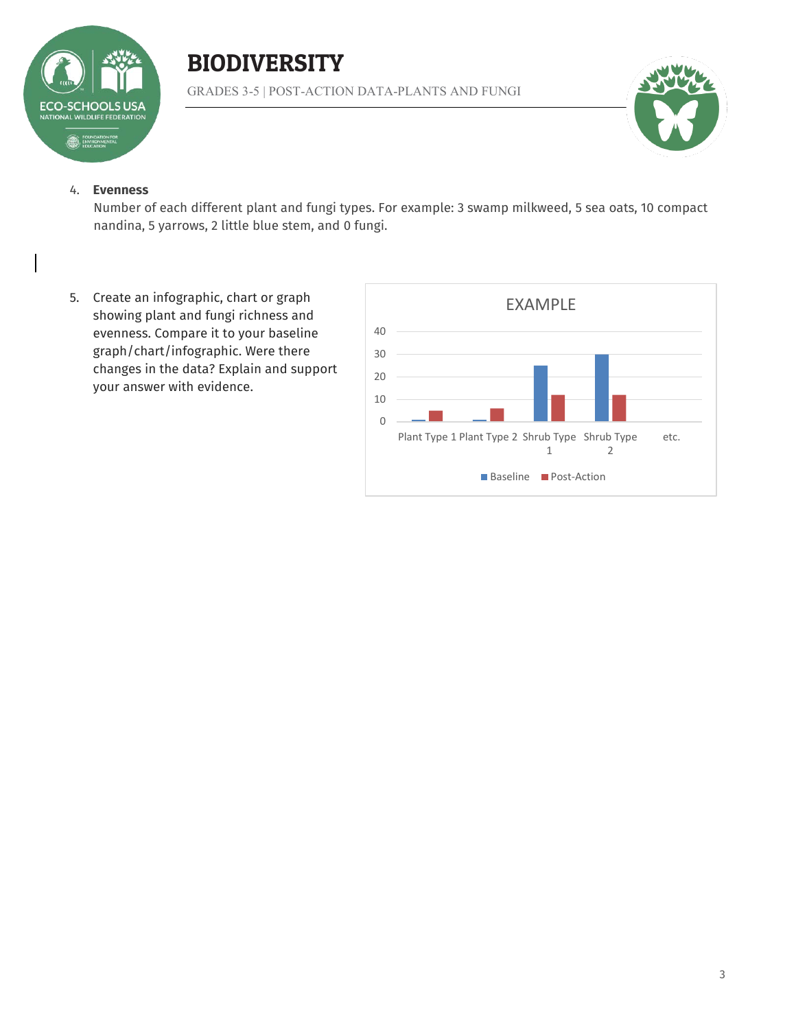4. **Evenness**
   Number of each different plant and fungi types. For example: 3 swamp milkweed, 5 sea oats, 10 compact nandina, 5 yarrows, 2 little blue stem, and 0 fungi.

5. Create an infographic, chart or graph showing plant and fungi richness and evenness. Compare it to your baseline graph/chart/infographic. Were there changes in the data? Explain and support your answer with evidence.

EXAMPLE

40
30
20
10
0

Plant Type 1
Plant Type 2
Shrub Type 1
Shrub Type 2
etc.

Baseline
Post-Action